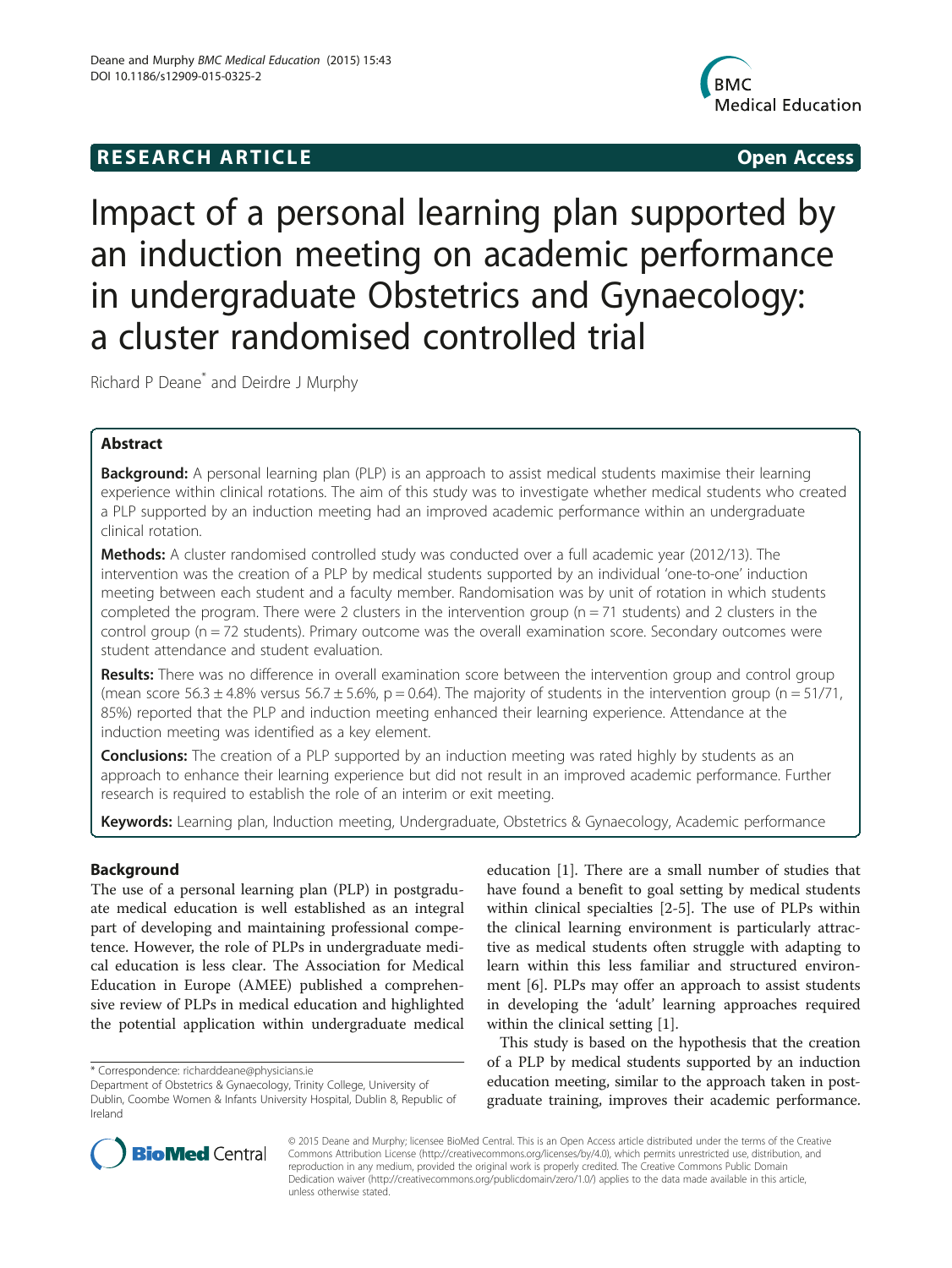**RESEARCH ARTICLE** **Open Access**

# Impact of a personal learning plan supported by an induction meeting on academic performance in undergraduate Obstetrics and Gynaecology: a cluster randomised controlled trial

Richard P Deane* and Deirdre J Murphy

## Abstract

**Background:** A personal learning plan (PLP) is an approach to assist medical students maximise their learning experience within clinical rotations. The aim of this study was to investigate whether medical students who created a PLP supported by an induction meeting had an improved academic performance within an undergraduate clinical rotation.

**Methods:** A cluster randomised controlled study was conducted over a full academic year (2012/13). The intervention was the creation of a PLP by medical students supported by an individual 'one-to-one' induction meeting between each student and a faculty member. Randomisation was by unit of rotation in which students completed the program. There were 2 clusters in the intervention group (n = 71 students) and 2 clusters in the control group (n = 72 students). Primary outcome was the overall examination score. Secondary outcomes were student attendance and student evaluation.

**Results:** There was no difference in overall examination score between the intervention group and control group (mean score 56.3 ± 4.8% versus 56.7 ± 5.6%, p = 0.64). The majority of students in the intervention group (n = 51/71, 85%) reported that the PLP and induction meeting enhanced their learning experience. Attendance at the induction meeting was identified as a key element.

**Conclusions:** The creation of a PLP supported by an induction meeting was rated highly by students as an approach to enhance their learning experience but did not result in an improved academic performance. Further research is required to establish the role of an interim or exit meeting.

**Keywords:** Learning plan, Induction meeting, Undergraduate, Obstetrics & Gynaecology, Academic performance

## Background

The use of a personal learning plan (PLP) in postgraduate medical education is well established as an integral part of developing and maintaining professional competence. However, the role of PLPs in undergraduate medical education is less clear. The Association for Medical Education in Europe (AMEE) published a comprehensive review of PLPs in medical education and highlighted the potential application within undergraduate medical education [1]. There are a small number of studies that have found a benefit to goal setting by medical students within clinical specialties [2-5]. The use of PLPs within the clinical learning environment is particularly attractive as medical students often struggle with adapting to learn within this less familiar and structured environment [6]. PLPs may offer an approach to assist students in developing the 'adult' learning approaches required within the clinical setting [1].

This study is based on the hypothesis that the creation of a PLP by medical students supported by an induction education meeting, similar to the approach taken in postgraduate training, improves their academic performance.

\* Correspondence: richarddeane@physicians.ie
Department of Obstetrics & Gynaecology, Trinity College, University of Dublin, Coombe Women & Infants University Hospital, Dublin 8, Republic of Ireland

© 2015 Deane and Murphy; licensee BioMed Central. This is an Open Access article distributed under the terms of the Creative Commons Attribution License (http://creativecommons.org/licenses/by/4.0), which permits unrestricted use, distribution, and reproduction in any medium, provided the original work is properly credited. The Creative Commons Public Domain Dedication waiver (http://creativecommons.org/publicdomain/zero/1.0/) applies to the data made available in this article, unless otherwise stated.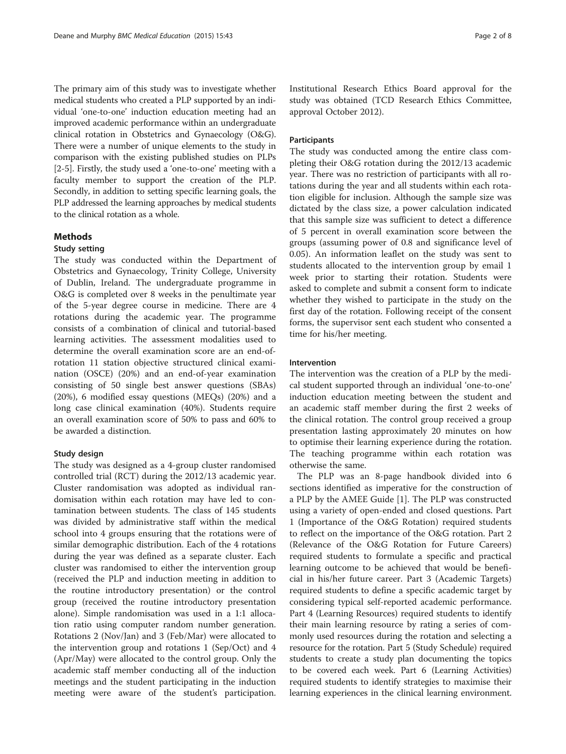The primary aim of this study was to investigate whether medical students who created a PLP supported by an individual 'one-to-one' induction education meeting had an improved academic performance within an undergraduate clinical rotation in Obstetrics and Gynaecology (O&G). There were a number of unique elements to the study in comparison with the existing published studies on PLPs [2-5]. Firstly, the study used a 'one-to-one' meeting with a faculty member to support the creation of the PLP. Secondly, in addition to setting specific learning goals, the PLP addressed the learning approaches by medical students to the clinical rotation as a whole.

## Methods

### Study setting

The study was conducted within the Department of Obstetrics and Gynaecology, Trinity College, University of Dublin, Ireland. The undergraduate programme in O&G is completed over 8 weeks in the penultimate year of the 5-year degree course in medicine. There are 4 rotations during the academic year. The programme consists of a combination of clinical and tutorial-based learning activities. The assessment modalities used to determine the overall examination score are an end-of-rotation 11 station objective structured clinical examination (OSCE) (20%) and an end-of-year examination consisting of 50 single best answer questions (SBAs) (20%), 6 modified essay questions (MEQs) (20%) and a long case clinical examination (40%). Students require an overall examination score of 50% to pass and 60% to be awarded a distinction.

### Study design

The study was designed as a 4-group cluster randomised controlled trial (RCT) during the 2012/13 academic year. Cluster randomisation was adopted as individual randomisation within each rotation may have led to contamination between students. The class of 145 students was divided by administrative staff within the medical school into 4 groups ensuring that the rotations were of similar demographic distribution. Each of the 4 rotations during the year was defined as a separate cluster. Each cluster was randomised to either the intervention group (received the PLP and induction meeting in addition to the routine introductory presentation) or the control group (received the routine introductory presentation alone). Simple randomisation was used in a 1:1 allocation ratio using computer random number generation. Rotations 2 (Nov/Jan) and 3 (Feb/Mar) were allocated to the intervention group and rotations 1 (Sep/Oct) and 4 (Apr/May) were allocated to the control group. Only the academic staff member conducting all of the induction meetings and the student participating in the induction meeting were aware of the student's participation. Institutional Research Ethics Board approval for the study was obtained (TCD Research Ethics Committee, approval October 2012).

### Participants

The study was conducted among the entire class completing their O&G rotation during the 2012/13 academic year. There was no restriction of participants with all rotations during the year and all students within each rotation eligible for inclusion. Although the sample size was dictated by the class size, a power calculation indicated that this sample size was sufficient to detect a difference of 5 percent in overall examination score between the groups (assuming power of 0.8 and significance level of 0.05). An information leaflet on the study was sent to students allocated to the intervention group by email 1 week prior to starting their rotation. Students were asked to complete and submit a consent form to indicate whether they wished to participate in the study on the first day of the rotation. Following receipt of the consent forms, the supervisor sent each student who consented a time for his/her meeting.

### Intervention

The intervention was the creation of a PLP by the medical student supported through an individual 'one-to-one' induction education meeting between the student and an academic staff member during the first 2 weeks of the clinical rotation. The control group received a group presentation lasting approximately 20 minutes on how to optimise their learning experience during the rotation. The teaching programme within each rotation was otherwise the same.

The PLP was an 8-page handbook divided into 6 sections identified as imperative for the construction of a PLP by the AMEE Guide [1]. The PLP was constructed using a variety of open-ended and closed questions. Part 1 (Importance of the O&G Rotation) required students to reflect on the importance of the O&G rotation. Part 2 (Relevance of the O&G Rotation for Future Careers) required students to formulate a specific and practical learning outcome to be achieved that would be beneficial in his/her future career. Part 3 (Academic Targets) required students to define a specific academic target by considering typical self-reported academic performance. Part 4 (Learning Resources) required students to identify their main learning resource by rating a series of commonly used resources during the rotation and selecting a resource for the rotation. Part 5 (Study Schedule) required students to create a study plan documenting the topics to be covered each week. Part 6 (Learning Activities) required students to identify strategies to maximise their learning experiences in the clinical learning environment.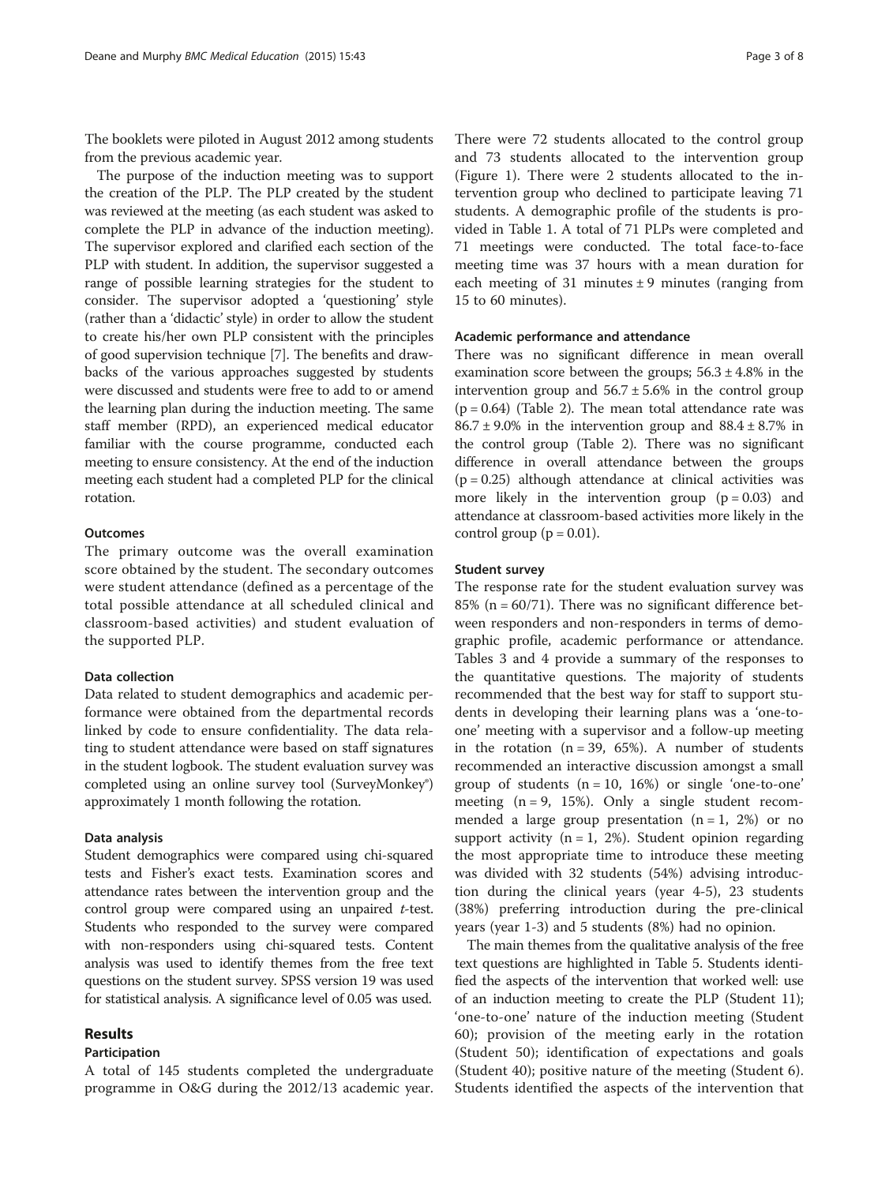The booklets were piloted in August 2012 among students from the previous academic year.

The purpose of the induction meeting was to support the creation of the PLP. The PLP created by the student was reviewed at the meeting (as each student was asked to complete the PLP in advance of the induction meeting). The supervisor explored and clarified each section of the PLP with student. In addition, the supervisor suggested a range of possible learning strategies for the student to consider. The supervisor adopted a 'questioning' style (rather than a 'didactic' style) in order to allow the student to create his/her own PLP consistent with the principles of good supervision technique [7]. The benefits and drawbacks of the various approaches suggested by students were discussed and students were free to add to or amend the learning plan during the induction meeting. The same staff member (RPD), an experienced medical educator familiar with the course programme, conducted each meeting to ensure consistency. At the end of the induction meeting each student had a completed PLP for the clinical rotation.

### Outcomes

The primary outcome was the overall examination score obtained by the student. The secondary outcomes were student attendance (defined as a percentage of the total possible attendance at all scheduled clinical and classroom-based activities) and student evaluation of the supported PLP.

### Data collection

Data related to student demographics and academic performance were obtained from the departmental records linked by code to ensure confidentiality. The data relating to student attendance were based on staff signatures in the student logbook. The student evaluation survey was completed using an online survey tool (SurveyMonkey®) approximately 1 month following the rotation.

### Data analysis

Student demographics were compared using chi-squared tests and Fisher's exact tests. Examination scores and attendance rates between the intervention group and the control group were compared using an unpaired *t*-test. Students who responded to the survey were compared with non-responders using chi-squared tests. Content analysis was used to identify themes from the free text questions on the student survey. SPSS version 19 was used for statistical analysis. A significance level of 0.05 was used.

## Results

### Participation

A total of 145 students completed the undergraduate programme in O&G during the 2012/13 academic year. There were 72 students allocated to the control group and 73 students allocated to the intervention group (Figure 1). There were 2 students allocated to the intervention group who declined to participate leaving 71 students. A demographic profile of the students is provided in Table 1. A total of 71 PLPs were completed and 71 meetings were conducted. The total face-to-face meeting time was 37 hours with a mean duration for each meeting of 31 minutes ± 9 minutes (ranging from 15 to 60 minutes).

### Academic performance and attendance

There was no significant difference in mean overall examination score between the groups; 56.3 ± 4.8% in the intervention group and 56.7 ± 5.6% in the control group ($p = 0.64$) (Table 2). The mean total attendance rate was 86.7 ± 9.0% in the intervention group and 88.4 ± 8.7% in the control group (Table 2). There was no significant difference in overall attendance between the groups ($p = 0.25$) although attendance at clinical activities was more likely in the intervention group ($p = 0.03$) and attendance at classroom-based activities more likely in the control group ($p = 0.01$).

### Student survey

The response rate for the student evaluation survey was 85% ($n = 60/71$). There was no significant difference between responders and non-responders in terms of demographic profile, academic performance or attendance. Tables 3 and 4 provide a summary of the responses to the quantitative questions. The majority of students recommended that the best way for staff to support students in developing their learning plans was a 'one-to-one' meeting with a supervisor and a follow-up meeting in the rotation ($n = 39$, 65%). A number of students recommended an interactive discussion amongst a small group of students ($n = 10$, 16%) or single 'one-to-one' meeting ($n = 9$, 15%). Only a single student recommended a large group presentation ($n = 1$, 2%) or no support activity ($n = 1$, 2%). Student opinion regarding the most appropriate time to introduce these meeting was divided with 32 students (54%) advising introduction during the clinical years (year 4-5), 23 students (38%) preferring introduction during the pre-clinical years (year 1-3) and 5 students (8%) had no opinion.

The main themes from the qualitative analysis of the free text questions are highlighted in Table 5. Students identified the aspects of the intervention that worked well: use of an induction meeting to create the PLP (Student 11); 'one-to-one' nature of the induction meeting (Student 60); provision of the meeting early in the rotation (Student 50); identification of expectations and goals (Student 40); positive nature of the meeting (Student 6). Students identified the aspects of the intervention that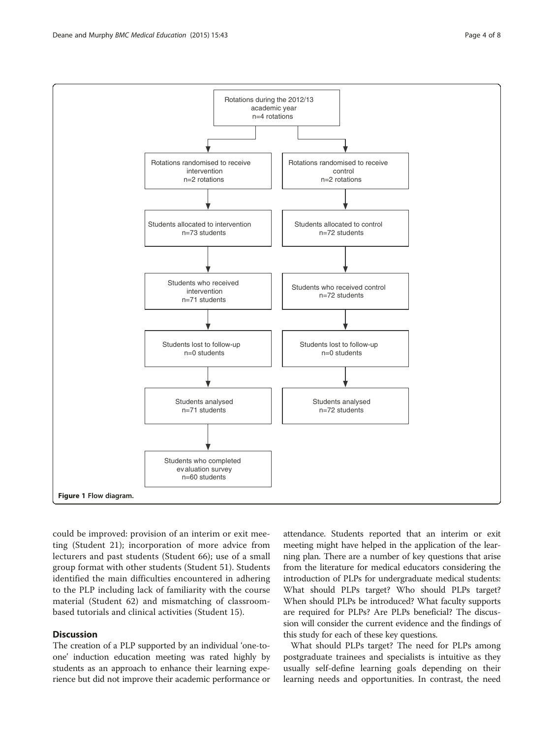Rotations during the 2012/13 academic year
n=4 rotations

| Intervention arm | Control arm |
| --- | --- |
| Rotations randomised to receive intervention n=2 rotations | Rotations randomised to receive control n=2 rotations |
| Students allocated to intervention n=73 students | Students allocated to control n=72 students |
| Students who received intervention n=71 students | Students who received control n=72 students |
| Students lost to follow-up n=0 students | Students lost to follow-up n=0 students |
| Students analysed n=71 students | Students analysed n=72 students |
| Students who completed evaluation survey n=60 students | |

**Figure 1 Flow diagram.**

could be improved: provision of an interim or exit meeting (Student 21); incorporation of more advice from lecturers and past students (Student 66); use of a small group format with other students (Student 51). Students identified the main difficulties encountered in adhering to the PLP including lack of familiarity with the course material (Student 62) and mismatching of classroom-based tutorials and clinical activities (Student 15).

## Discussion

The creation of a PLP supported by an individual 'one-to-one' induction education meeting was rated highly by students as an approach to enhance their learning experience but did not improve their academic performance or attendance. Students reported that an interim or exit meeting might have helped in the application of the learning plan. There are a number of key questions that arise from the literature for medical educators considering the introduction of PLPs for undergraduate medical students: What should PLPs target? Who should PLPs target? When should PLPs be introduced? What faculty supports are required for PLPs? Are PLPs beneficial? The discussion will consider the current evidence and the findings of this study for each of these key questions.

What should PLPs target? The need for PLPs among postgraduate trainees and specialists is intuitive as they usually self-define learning goals depending on their learning needs and opportunities. In contrast, the need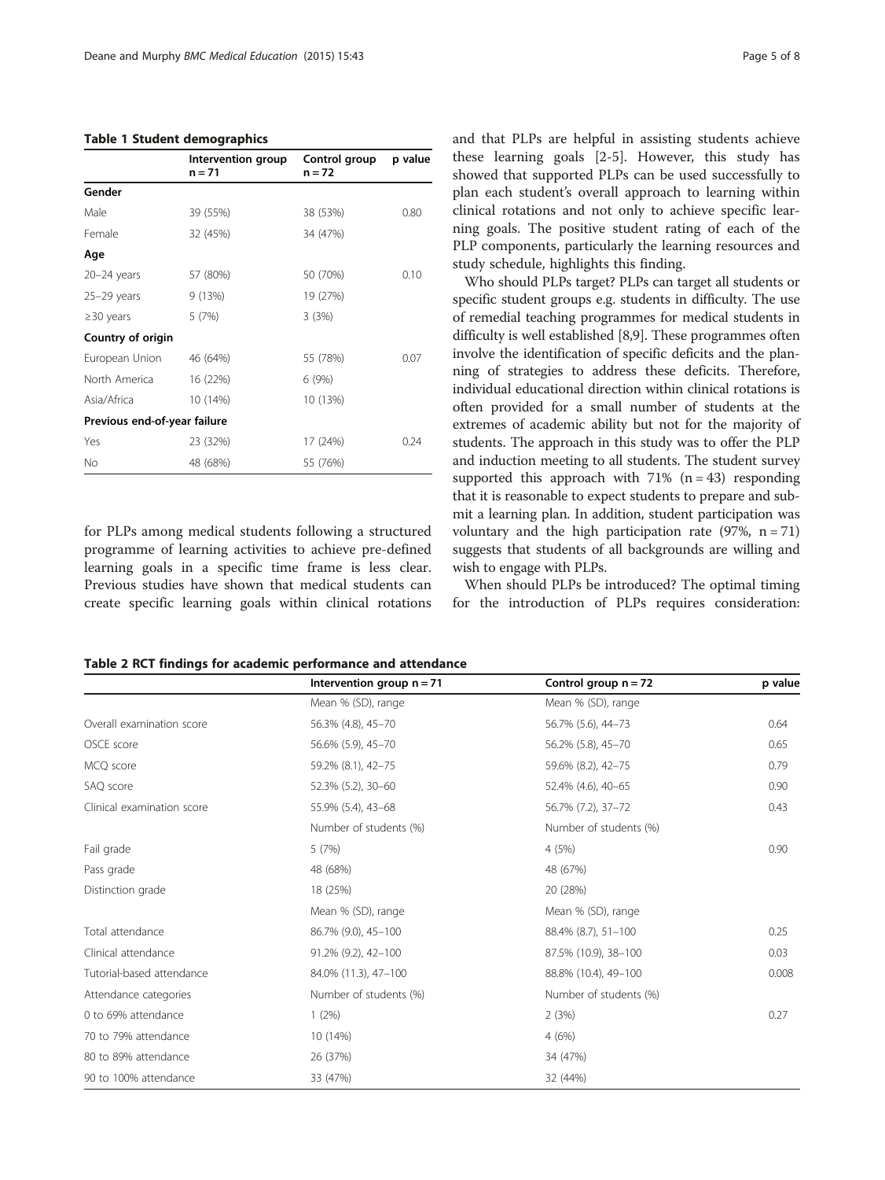**Table 1 Student demographics**

| | Intervention group n = 71 | Control group n = 72 | p value |
|---|---|---|---|
| **Gender** | | | |
| Male | 39 (55%) | 38 (53%) | 0.80 |
| Female | 32 (45%) | 34 (47%) | |
| **Age** | | | |
| 20–24 years | 57 (80%) | 50 (70%) | 0.10 |
| 25–29 years | 9 (13%) | 19 (27%) | |
| ≥30 years | 5 (7%) | 3 (3%) | |
| **Country of origin** | | | |
| European Union | 46 (64%) | 55 (78%) | 0.07 |
| North America | 16 (22%) | 6 (9%) | |
| Asia/Africa | 10 (14%) | 10 (13%) | |
| **Previous end-of-year failure** | | | |
| Yes | 23 (32%) | 17 (24%) | 0.24 |
| No | 48 (68%) | 55 (76%) | |

for PLPs among medical students following a structured programme of learning activities to achieve pre-defined learning goals in a specific time frame is less clear. Previous studies have shown that medical students can create specific learning goals within clinical rotations and that PLPs are helpful in assisting students achieve these learning goals [2-5]. However, this study has showed that supported PLPs can be used successfully to plan each student's overall approach to learning within clinical rotations and not only to achieve specific learning goals. The positive student rating of each of the PLP components, particularly the learning resources and study schedule, highlights this finding.

Who should PLPs target? PLPs can target all students or specific student groups e.g. students in difficulty. The use of remedial teaching programmes for medical students in difficulty is well established [8,9]. These programmes often involve the identification of specific deficits and the planning of strategies to address these deficits. Therefore, individual educational direction within clinical rotations is often provided for a small number of students at the extremes of academic ability but not for the majority of students. The approach in this study was to offer the PLP and induction meeting to all students. The student survey supported this approach with 71% (n = 43) responding that it is reasonable to expect students to prepare and submit a learning plan. In addition, student participation was voluntary and the high participation rate (97%, n = 71) suggests that students of all backgrounds are willing and wish to engage with PLPs.

When should PLPs be introduced? The optimal timing for the introduction of PLPs requires consideration:

**Table 2 RCT findings for academic performance and attendance**

| | Intervention group n = 71 | Control group n = 72 | p value |
|---|---|---|---|
| | Mean % (SD), range | Mean % (SD), range | |
| Overall examination score | 56.3% (4.8), 45–70 | 56.7% (5.6), 44–73 | 0.64 |
| OSCE score | 56.6% (5.9), 45–70 | 56.2% (5.8), 45–70 | 0.65 |
| MCQ score | 59.2% (8.1), 42–75 | 59.6% (8.2), 42–75 | 0.79 |
| SAQ score | 52.3% (5.2), 30–60 | 52.4% (4.6), 40–65 | 0.90 |
| Clinical examination score | 55.9% (5.4), 43–68 | 56.7% (7.2), 37–72 | 0.43 |
| | Number of students (%) | Number of students (%) | |
| Fail grade | 5 (7%) | 4 (5%) | 0.90 |
| Pass grade | 48 (68%) | 48 (67%) | |
| Distinction grade | 18 (25%) | 20 (28%) | |
| | Mean % (SD), range | Mean % (SD), range | |
| Total attendance | 86.7% (9.0), 45–100 | 88.4% (8.7), 51–100 | 0.25 |
| Clinical attendance | 91.2% (9.2), 42–100 | 87.5% (10.9), 38–100 | 0.03 |
| Tutorial-based attendance | 84.0% (11.3), 47–100 | 88.8% (10.4), 49–100 | 0.008 |
| Attendance categories | Number of students (%) | Number of students (%) | |
| 0 to 69% attendance | 1 (2%) | 2 (3%) | 0.27 |
| 70 to 79% attendance | 10 (14%) | 4 (6%) | |
| 80 to 89% attendance | 26 (37%) | 34 (47%) | |
| 90 to 100% attendance | 33 (47%) | 32 (44%) | |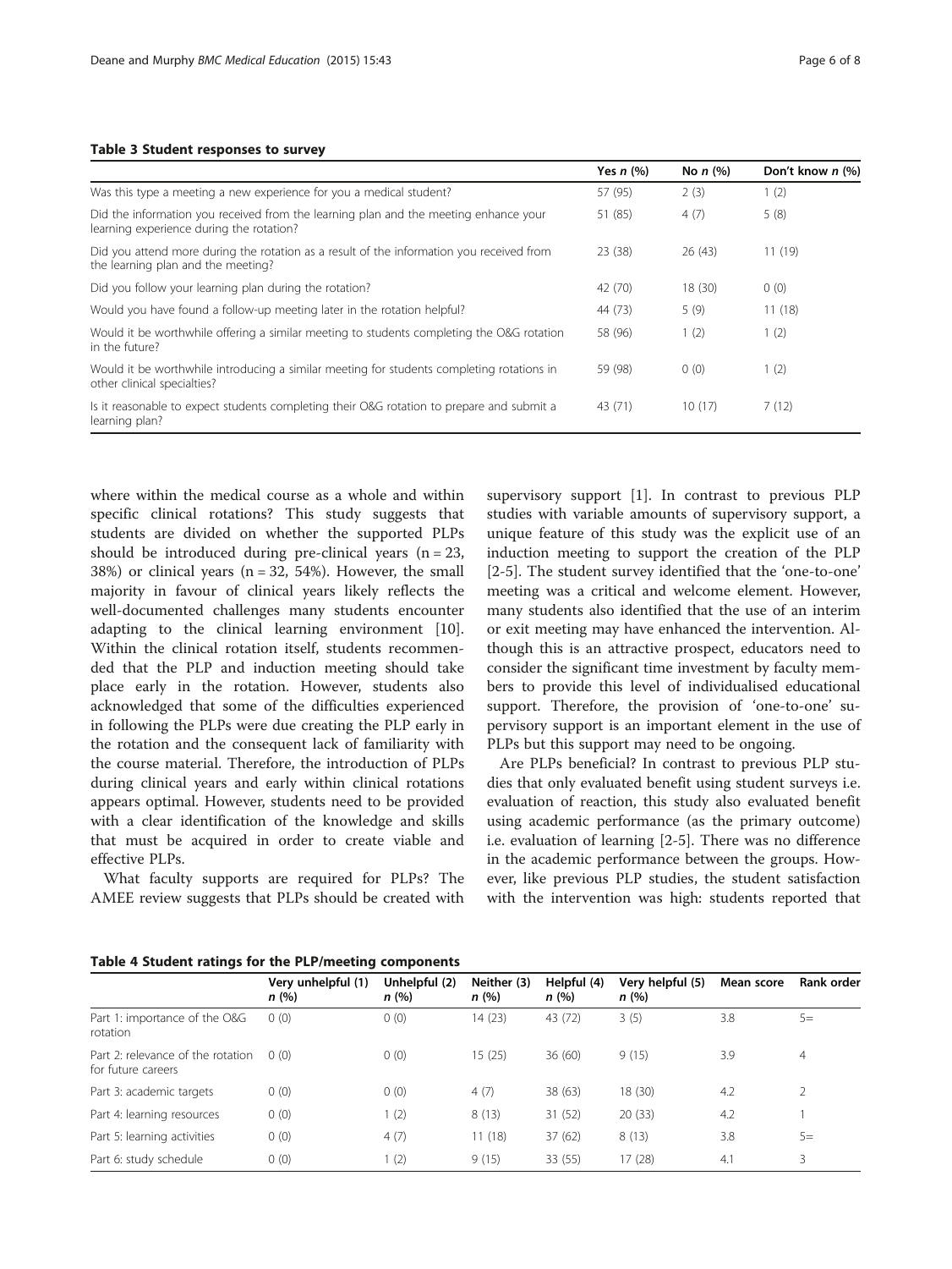**Table 3 Student responses to survey**

| | Yes *n* (%) | No *n* (%) | Don't know *n* (%) |
|---|---|---|---|
| Was this type a meeting a new experience for you a medical student? | 57 (95) | 2 (3) | 1 (2) |
| Did the information you received from the learning plan and the meeting enhance your learning experience during the rotation? | 51 (85) | 4 (7) | 5 (8) |
| Did you attend more during the rotation as a result of the information you received from the learning plan and the meeting? | 23 (38) | 26 (43) | 11 (19) |
| Did you follow your learning plan during the rotation? | 42 (70) | 18 (30) | 0 (0) |
| Would you have found a follow-up meeting later in the rotation helpful? | 44 (73) | 5 (9) | 11 (18) |
| Would it be worthwhile offering a similar meeting to students completing the O&G rotation in the future? | 58 (96) | 1 (2) | 1 (2) |
| Would it be worthwhile introducing a similar meeting for students completing rotations in other clinical specialties? | 59 (98) | 0 (0) | 1 (2) |
| Is it reasonable to expect students completing their O&G rotation to prepare and submit a learning plan? | 43 (71) | 10 (17) | 7 (12) |

where within the medical course as a whole and within specific clinical rotations? This study suggests that students are divided on whether the supported PLPs should be introduced during pre-clinical years (n = 23, 38%) or clinical years (n = 32, 54%). However, the small majority in favour of clinical years likely reflects the well-documented challenges many students encounter adapting to the clinical learning environment [10]. Within the clinical rotation itself, students recommended that the PLP and induction meeting should take place early in the rotation. However, students also acknowledged that some of the difficulties experienced in following the PLPs were due creating the PLP early in the rotation and the consequent lack of familiarity with the course material. Therefore, the introduction of PLPs during clinical years and early within clinical rotations appears optimal. However, students need to be provided with a clear identification of the knowledge and skills that must be acquired in order to create viable and effective PLPs.

What faculty supports are required for PLPs? The AMEE review suggests that PLPs should be created with supervisory support [1]. In contrast to previous PLP studies with variable amounts of supervisory support, a unique feature of this study was the explicit use of an induction meeting to support the creation of the PLP [2-5]. The student survey identified that the 'one-to-one' meeting was a critical and welcome element. However, many students also identified that the use of an interim or exit meeting may have enhanced the intervention. Although this is an attractive prospect, educators need to consider the significant time investment by faculty members to provide this level of individualised educational support. Therefore, the provision of 'one-to-one' supervisory support is an important element in the use of PLPs but this support may need to be ongoing.

Are PLPs beneficial? In contrast to previous PLP studies that only evaluated benefit using student surveys i.e. evaluation of reaction, this study also evaluated benefit using academic performance (as the primary outcome) i.e. evaluation of learning [2-5]. There was no difference in the academic performance between the groups. However, like previous PLP studies, the student satisfaction with the intervention was high: students reported that

**Table 4 Student ratings for the PLP/meeting components**

| | Very unhelpful (1) *n* (%) | Unhelpful (2) *n* (%) | Neither (3) *n* (%) | Helpful (4) *n* (%) | Very helpful (5) *n* (%) | Mean score | Rank order |
|---|---|---|---|---|---|---|---|
| Part 1: importance of the O&G rotation | 0 (0) | 0 (0) | 14 (23) | 43 (72) | 3 (5) | 3.8 | 5= |
| Part 2: relevance of the rotation for future careers | 0 (0) | 0 (0) | 15 (25) | 36 (60) | 9 (15) | 3.9 | 4 |
| Part 3: academic targets | 0 (0) | 0 (0) | 4 (7) | 38 (63) | 18 (30) | 4.2 | 2 |
| Part 4: learning resources | 0 (0) | 1 (2) | 8 (13) | 31 (52) | 20 (33) | 4.2 | 1 |
| Part 5: learning activities | 0 (0) | 4 (7) | 11 (18) | 37 (62) | 8 (13) | 3.8 | 5= |
| Part 6: study schedule | 0 (0) | 1 (2) | 9 (15) | 33 (55) | 17 (28) | 4.1 | 3 |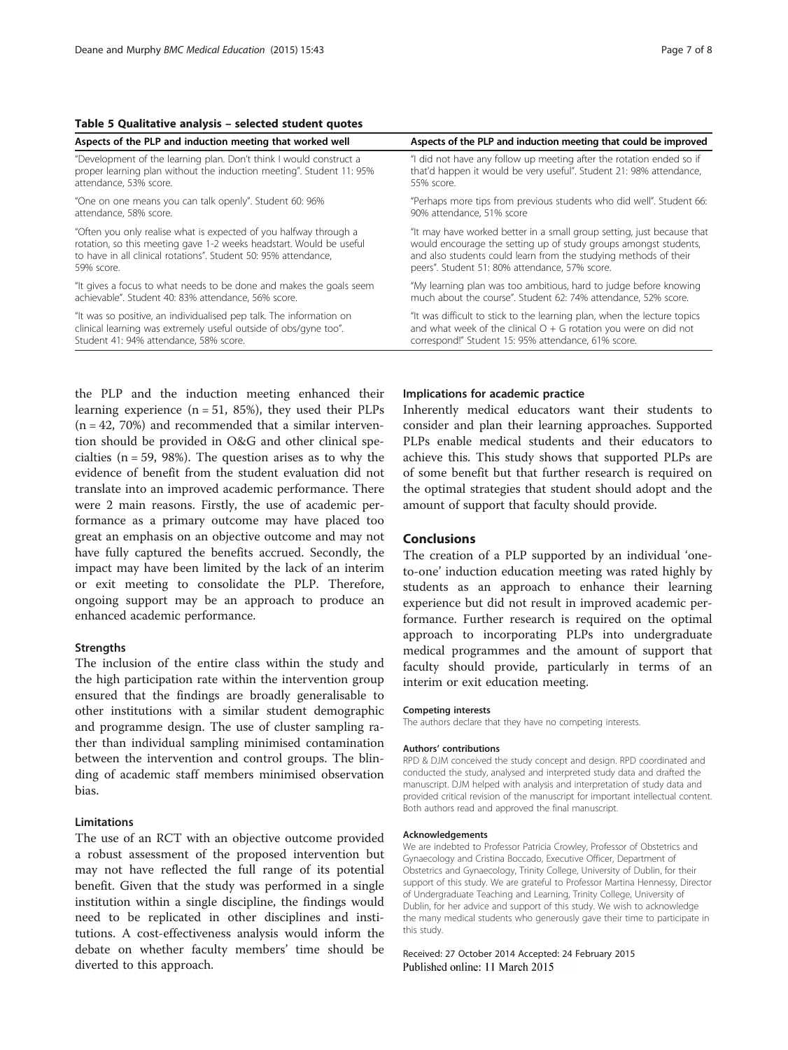**Table 5 Qualitative analysis – selected student quotes**

| Aspects of the PLP and induction meeting that worked well | Aspects of the PLP and induction meeting that could be improved |
|---|---|
| "Development of the learning plan. Don't think I would construct a proper learning plan without the induction meeting". Student 11: 95% attendance, 53% score. | "I did not have any follow up meeting after the rotation ended so if that'd happen it would be very useful". Student 21: 98% attendance, 55% score. |
| "One on one means you can talk openly". Student 60: 96% attendance, 58% score. | "Perhaps more tips from previous students who did well". Student 66: 90% attendance, 51% score |
| "Often you only realise what is expected of you halfway through a rotation, so this meeting gave 1-2 weeks headstart. Would be useful to have in all clinical rotations". Student 50: 95% attendance, 59% score. | "It may have worked better in a small group setting, just because that would encourage the setting up of study groups amongst students, and also students could learn from the studying methods of their peers". Student 51: 80% attendance, 57% score. |
| "It gives a focus to what needs to be done and makes the goals seem achievable". Student 40: 83% attendance, 56% score. | "My learning plan was too ambitious, hard to judge before knowing much about the course". Student 62: 74% attendance, 52% score. |
| "It was so positive, an individualised pep talk. The information on clinical learning was extremely useful outside of obs/gyne too". Student 41: 94% attendance, 58% score. | "It was difficult to stick to the learning plan, when the lecture topics and what week of the clinical O + G rotation you were on did not correspond!" Student 15: 95% attendance, 61% score. |

the PLP and the induction meeting enhanced their learning experience (n = 51, 85%), they used their PLPs (n = 42, 70%) and recommended that a similar intervention should be provided in O&G and other clinical specialties (n = 59, 98%). The question arises as to why the evidence of benefit from the student evaluation did not translate into an improved academic performance. There were 2 main reasons. Firstly, the use of academic performance as a primary outcome may have placed too great an emphasis on an objective outcome and may not have fully captured the benefits accrued. Secondly, the impact may have been limited by the lack of an interim or exit meeting to consolidate the PLP. Therefore, ongoing support may be an approach to produce an enhanced academic performance.

### Strengths

The inclusion of the entire class within the study and the high participation rate within the intervention group ensured that the findings are broadly generalisable to other institutions with a similar student demographic and programme design. The use of cluster sampling rather than individual sampling minimised contamination between the intervention and control groups. The blinding of academic staff members minimised observation bias.

### Limitations

The use of an RCT with an objective outcome provided a robust assessment of the proposed intervention but may not have reflected the full range of its potential benefit. Given that the study was performed in a single institution within a single discipline, the findings would need to be replicated in other disciplines and institutions. A cost-effectiveness analysis would inform the debate on whether faculty members' time should be diverted to this approach.

### Implications for academic practice

Inherently medical educators want their students to consider and plan their learning approaches. Supported PLPs enable medical students and their educators to achieve this. This study shows that supported PLPs are of some benefit but that further research is required on the optimal strategies that student should adopt and the amount of support that faculty should provide.

## Conclusions

The creation of a PLP supported by an individual 'one-to-one' induction education meeting was rated highly by students as an approach to enhance their learning experience but did not result in improved academic performance. Further research is required on the optimal approach to incorporating PLPs into undergraduate medical programmes and the amount of support that faculty should provide, particularly in terms of an interim or exit education meeting.

#### Competing interests

The authors declare that they have no competing interests.

#### Authors' contributions

RPD & DJM conceived the study concept and design. RPD coordinated and conducted the study, analysed and interpreted study data and drafted the manuscript. DJM helped with analysis and interpretation of study data and provided critical revision of the manuscript for important intellectual content. Both authors read and approved the final manuscript.

#### Acknowledgements

We are indebted to Professor Patricia Crowley, Professor of Obstetrics and Gynaecology and Cristina Boccado, Executive Officer, Department of Obstetrics and Gynaecology, Trinity College, University of Dublin, for their support of this study. We are grateful to Professor Martina Hennessy, Director of Undergraduate Teaching and Learning, Trinity College, University of Dublin, for her advice and support of this study. We wish to acknowledge the many medical students who generously gave their time to participate in this study.

Received: 27 October 2014 Accepted: 24 February 2015
Published online: 11 March 2015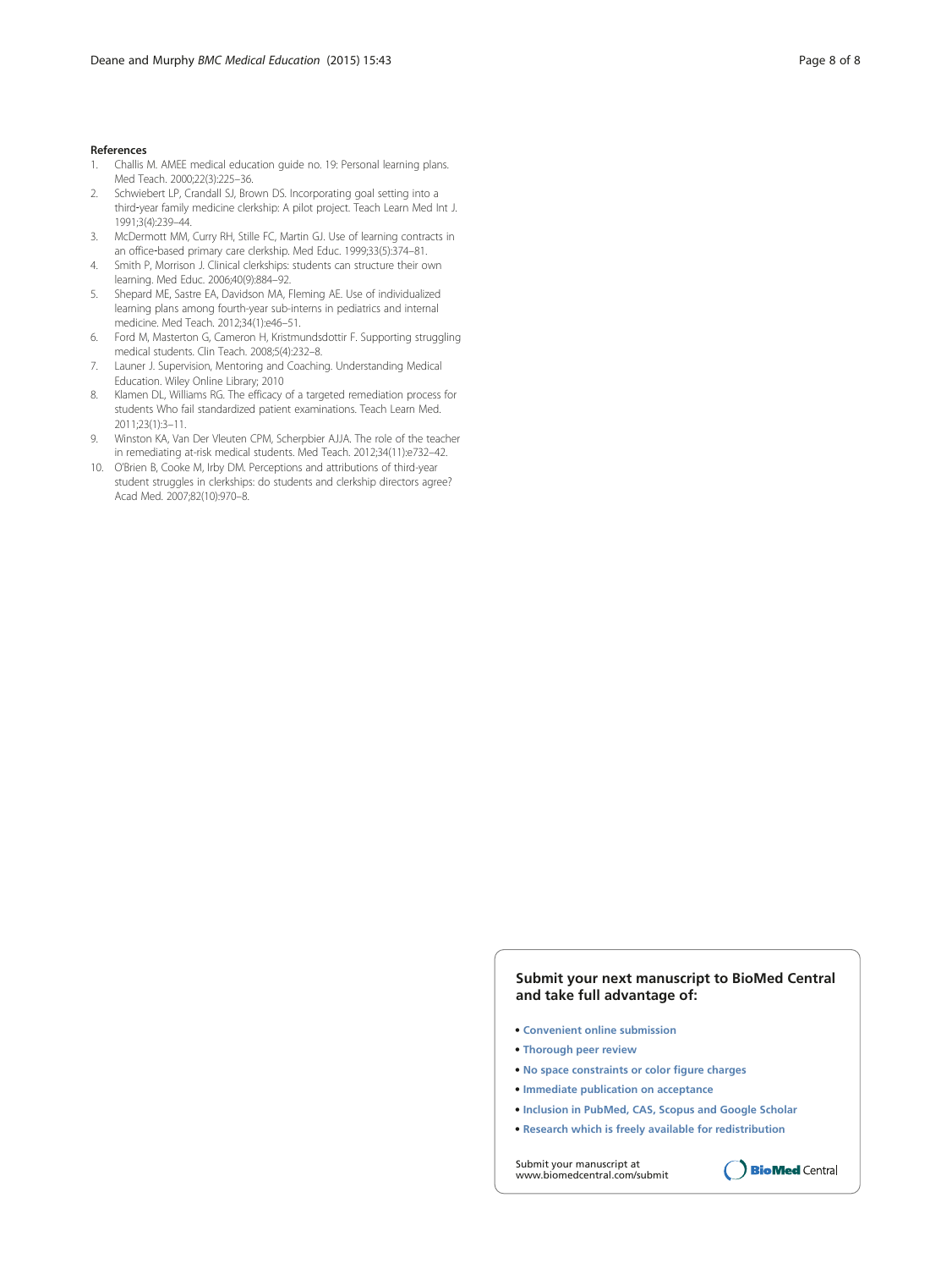## References

1. Challis M. AMEE medical education guide no. 19: Personal learning plans. Med Teach. 2000;22(3):225–36.
2. Schwiebert LP, Crandall SJ, Brown DS. Incorporating goal setting into a third-year family medicine clerkship: A pilot project. Teach Learn Med Int J. 1991;3(4):239–44.
3. McDermott MM, Curry RH, Stille FC, Martin GJ. Use of learning contracts in an office-based primary care clerkship. Med Educ. 1999;33(5):374–81.
4. Smith P, Morrison J. Clinical clerkships: students can structure their own learning. Med Educ. 2006;40(9):884–92.
5. Shepard ME, Sastre EA, Davidson MA, Fleming AE. Use of individualized learning plans among fourth-year sub-interns in pediatrics and internal medicine. Med Teach. 2012;34(1):e46–51.
6. Ford M, Masterton G, Cameron H, Kristmundsdottir F. Supporting struggling medical students. Clin Teach. 2008;5(4):232–8.
7. Launer J. Supervision, Mentoring and Coaching. Understanding Medical Education. Wiley Online Library; 2010
8. Klamen DL, Williams RG. The efficacy of a targeted remediation process for students Who fail standardized patient examinations. Teach Learn Med. 2011;23(1):3–11.
9. Winston KA, Van Der Vleuten CPM, Scherpbier AJJA. The role of the teacher in remediating at-risk medical students. Med Teach. 2012;34(11):e732–42.
10. O'Brien B, Cooke M, Irby DM. Perceptions and attributions of third-year student struggles in clerkships: do students and clerkship directors agree? Acad Med. 2007;82(10):970–8.

**Submit your next manuscript to BioMed Central and take full advantage of:**

- **Convenient online submission**
- **Thorough peer review**
- **No space constraints or color figure charges**
- **Immediate publication on acceptance**
- **Inclusion in PubMed, CAS, Scopus and Google Scholar**
- **Research which is freely available for redistribution**

Submit your manuscript at
www.biomedcentral.com/submit

BioMed Central